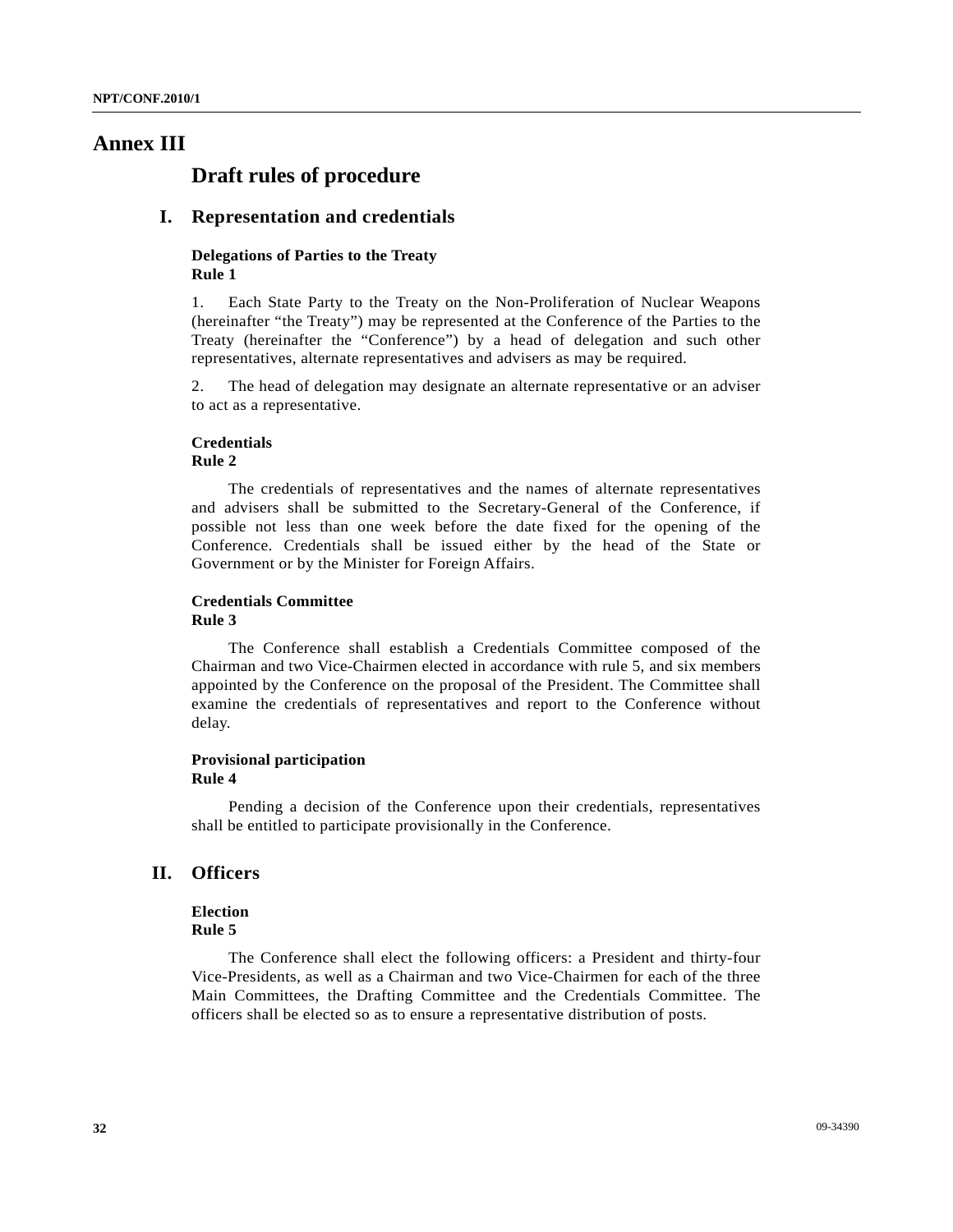# Annex III

## Draft rules of procedure

### I. Representation and credentials

**Delegations of Parties to the Treaty**
**Rule 1**

1. Each State Party to the Treaty on the Non-Proliferation of Nuclear Weapons (hereinafter "the Treaty") may be represented at the Conference of the Parties to the Treaty (hereinafter the "Conference") by a head of delegation and such other representatives, alternate representatives and advisers as may be required.

2. The head of delegation may designate an alternate representative or an adviser to act as a representative.

**Credentials**
**Rule 2**

The credentials of representatives and the names of alternate representatives and advisers shall be submitted to the Secretary-General of the Conference, if possible not less than one week before the date fixed for the opening of the Conference. Credentials shall be issued either by the head of the State or Government or by the Minister for Foreign Affairs.

**Credentials Committee**
**Rule 3**

The Conference shall establish a Credentials Committee composed of the Chairman and two Vice-Chairmen elected in accordance with rule 5, and six members appointed by the Conference on the proposal of the President. The Committee shall examine the credentials of representatives and report to the Conference without delay.

**Provisional participation**
**Rule 4**

Pending a decision of the Conference upon their credentials, representatives shall be entitled to participate provisionally in the Conference.

### II. Officers

**Election**
**Rule 5**

The Conference shall elect the following officers: a President and thirty-four Vice-Presidents, as well as a Chairman and two Vice-Chairmen for each of the three Main Committees, the Drafting Committee and the Credentials Committee. The officers shall be elected so as to ensure a representative distribution of posts.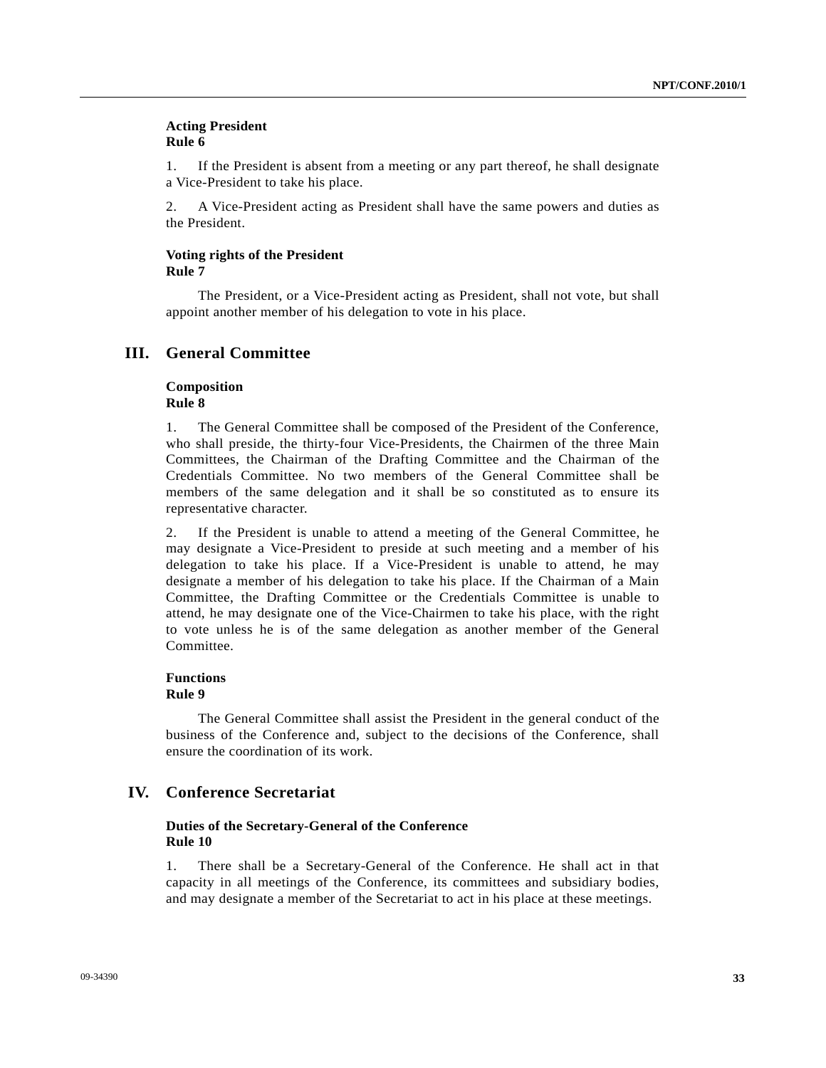### Acting President
### Rule 6

1. If the President is absent from a meeting or any part thereof, he shall designate a Vice-President to take his place.

2. A Vice-President acting as President shall have the same powers and duties as the President.

### Voting rights of the President
### Rule 7

The President, or a Vice-President acting as President, shall not vote, but shall appoint another member of his delegation to vote in his place.

## III. General Committee

### Composition
### Rule 8

1. The General Committee shall be composed of the President of the Conference, who shall preside, the thirty-four Vice-Presidents, the Chairmen of the three Main Committees, the Chairman of the Drafting Committee and the Chairman of the Credentials Committee. No two members of the General Committee shall be members of the same delegation and it shall be so constituted as to ensure its representative character.

2. If the President is unable to attend a meeting of the General Committee, he may designate a Vice-President to preside at such meeting and a member of his delegation to take his place. If a Vice-President is unable to attend, he may designate a member of his delegation to take his place. If the Chairman of a Main Committee, the Drafting Committee or the Credentials Committee is unable to attend, he may designate one of the Vice-Chairmen to take his place, with the right to vote unless he is of the same delegation as another member of the General Committee.

### Functions
### Rule 9

The General Committee shall assist the President in the general conduct of the business of the Conference and, subject to the decisions of the Conference, shall ensure the coordination of its work.

## IV. Conference Secretariat

### Duties of the Secretary-General of the Conference
### Rule 10

1. There shall be a Secretary-General of the Conference. He shall act in that capacity in all meetings of the Conference, its committees and subsidiary bodies, and may designate a member of the Secretariat to act in his place at these meetings.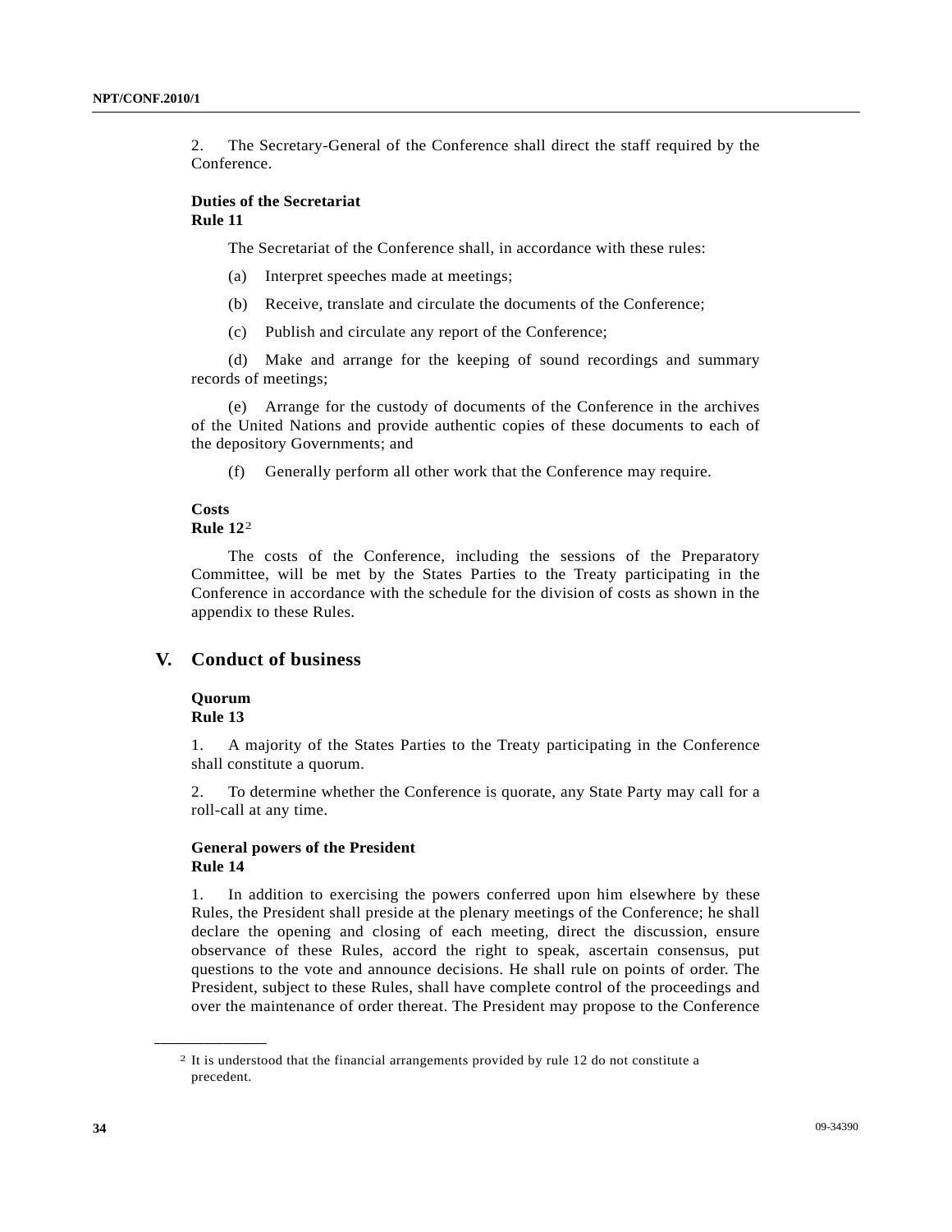2. The Secretary-General of the Conference shall direct the staff required by the Conference.

**Duties of the Secretariat**
**Rule 11**

The Secretariat of the Conference shall, in accordance with these rules:

(a) Interpret speeches made at meetings;

(b) Receive, translate and circulate the documents of the Conference;

(c) Publish and circulate any report of the Conference;

(d) Make and arrange for the keeping of sound recordings and summary records of meetings;

(e) Arrange for the custody of documents of the Conference in the archives of the United Nations and provide authentic copies of these documents to each of the depository Governments; and

(f) Generally perform all other work that the Conference may require.

**Costs**
**Rule 12**[2]

The costs of the Conference, including the sessions of the Preparatory Committee, will be met by the States Parties to the Treaty participating in the Conference in accordance with the schedule for the division of costs as shown in the appendix to these Rules.

## V. Conduct of business

**Quorum**
**Rule 13**

1. A majority of the States Parties to the Treaty participating in the Conference shall constitute a quorum.

2. To determine whether the Conference is quorate, any State Party may call for a roll-call at any time.

**General powers of the President**
**Rule 14**

1. In addition to exercising the powers conferred upon him elsewhere by these Rules, the President shall preside at the plenary meetings of the Conference; he shall declare the opening and closing of each meeting, direct the discussion, ensure observance of these Rules, accord the right to speak, ascertain consensus, put questions to the vote and announce decisions. He shall rule on points of order. The President, subject to these Rules, shall have complete control of the proceedings and over the maintenance of order thereat. The President may propose to the Conference

---

[2] It is understood that the financial arrangements provided by rule 12 do not constitute a precedent.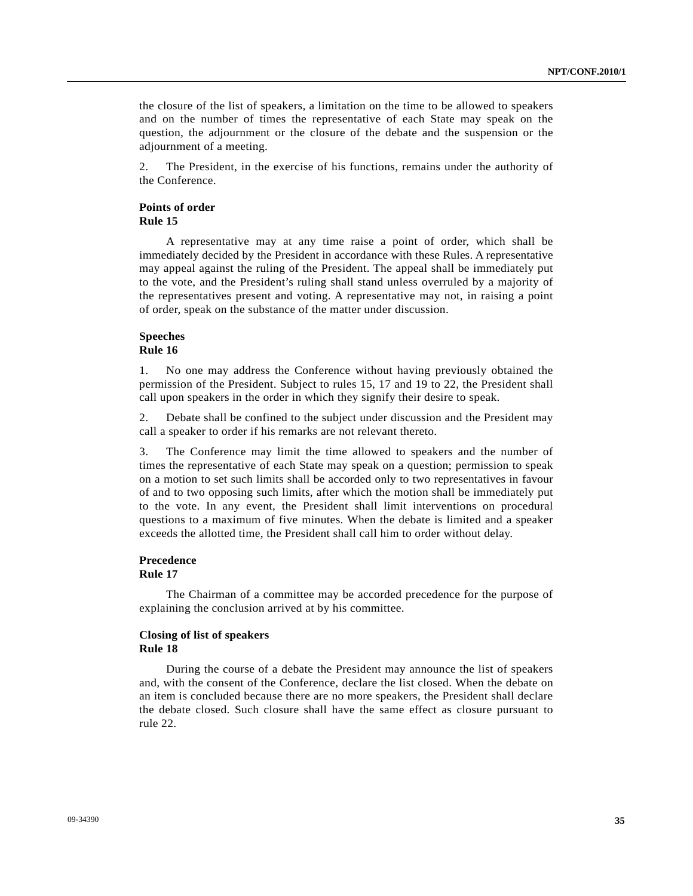the closure of the list of speakers, a limitation on the time to be allowed to speakers and on the number of times the representative of each State may speak on the question, the adjournment or the closure of the debate and the suspension or the adjournment of a meeting.

2. The President, in the exercise of his functions, remains under the authority of the Conference.

**Points of order**
**Rule 15**

A representative may at any time raise a point of order, which shall be immediately decided by the President in accordance with these Rules. A representative may appeal against the ruling of the President. The appeal shall be immediately put to the vote, and the President's ruling shall stand unless overruled by a majority of the representatives present and voting. A representative may not, in raising a point of order, speak on the substance of the matter under discussion.

**Speeches**
**Rule 16**

1. No one may address the Conference without having previously obtained the permission of the President. Subject to rules 15, 17 and 19 to 22, the President shall call upon speakers in the order in which they signify their desire to speak.

2. Debate shall be confined to the subject under discussion and the President may call a speaker to order if his remarks are not relevant thereto.

3. The Conference may limit the time allowed to speakers and the number of times the representative of each State may speak on a question; permission to speak on a motion to set such limits shall be accorded only to two representatives in favour of and to two opposing such limits, after which the motion shall be immediately put to the vote. In any event, the President shall limit interventions on procedural questions to a maximum of five minutes. When the debate is limited and a speaker exceeds the allotted time, the President shall call him to order without delay.

**Precedence**
**Rule 17**

The Chairman of a committee may be accorded precedence for the purpose of explaining the conclusion arrived at by his committee.

**Closing of list of speakers**
**Rule 18**

During the course of a debate the President may announce the list of speakers and, with the consent of the Conference, declare the list closed. When the debate on an item is concluded because there are no more speakers, the President shall declare the debate closed. Such closure shall have the same effect as closure pursuant to rule 22.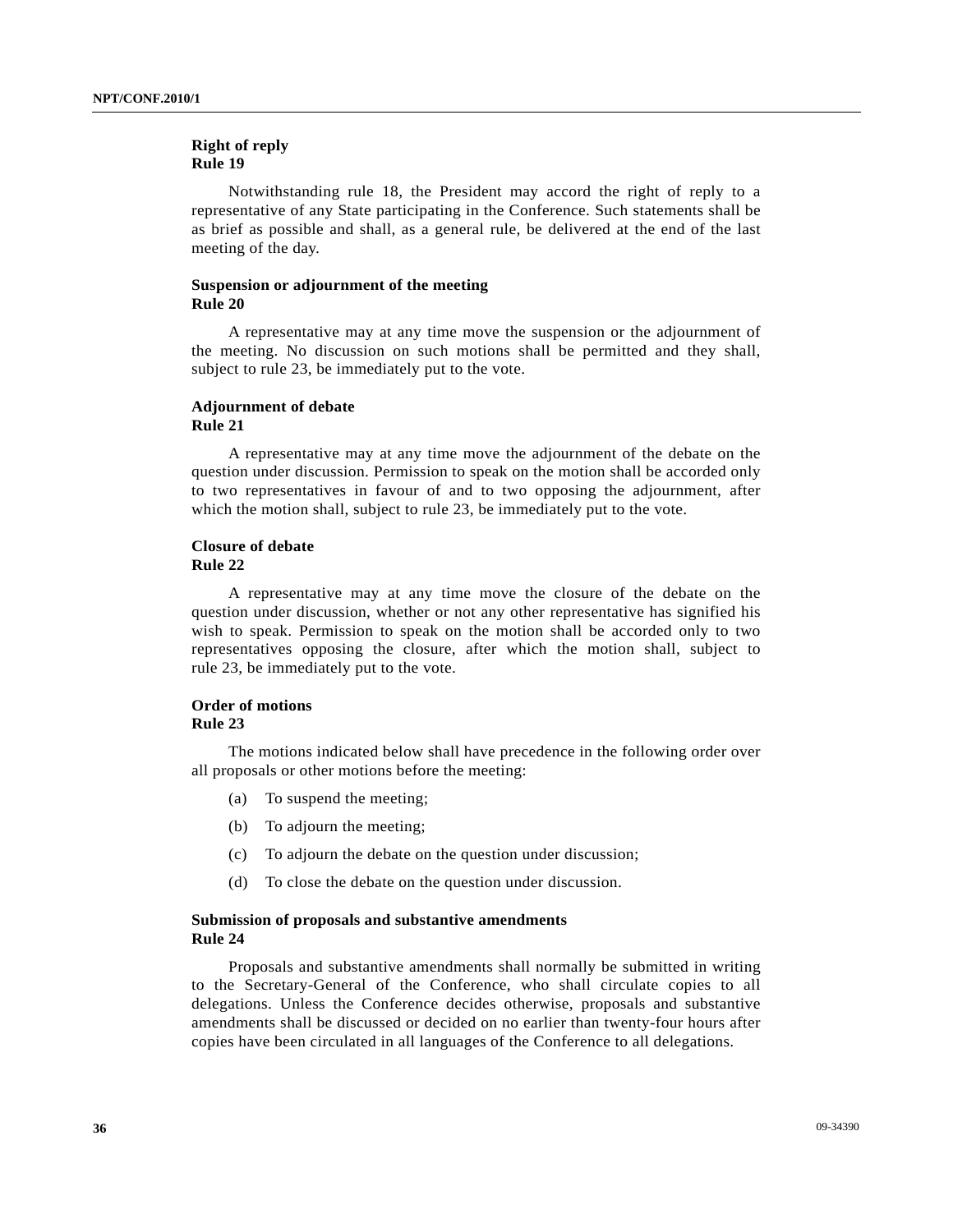**Right of reply**
**Rule 19**

Notwithstanding rule 18, the President may accord the right of reply to a representative of any State participating in the Conference. Such statements shall be as brief as possible and shall, as a general rule, be delivered at the end of the last meeting of the day.

**Suspension or adjournment of the meeting**
**Rule 20**

A representative may at any time move the suspension or the adjournment of the meeting. No discussion on such motions shall be permitted and they shall, subject to rule 23, be immediately put to the vote.

**Adjournment of debate**
**Rule 21**

A representative may at any time move the adjournment of the debate on the question under discussion. Permission to speak on the motion shall be accorded only to two representatives in favour of and to two opposing the adjournment, after which the motion shall, subject to rule 23, be immediately put to the vote.

**Closure of debate**
**Rule 22**

A representative may at any time move the closure of the debate on the question under discussion, whether or not any other representative has signified his wish to speak. Permission to speak on the motion shall be accorded only to two representatives opposing the closure, after which the motion shall, subject to rule 23, be immediately put to the vote.

**Order of motions**
**Rule 23**

The motions indicated below shall have precedence in the following order over all proposals or other motions before the meeting:

(a) To suspend the meeting;

(b) To adjourn the meeting;

(c) To adjourn the debate on the question under discussion;

(d) To close the debate on the question under discussion.

**Submission of proposals and substantive amendments**
**Rule 24**

Proposals and substantive amendments shall normally be submitted in writing to the Secretary-General of the Conference, who shall circulate copies to all delegations. Unless the Conference decides otherwise, proposals and substantive amendments shall be discussed or decided on no earlier than twenty-four hours after copies have been circulated in all languages of the Conference to all delegations.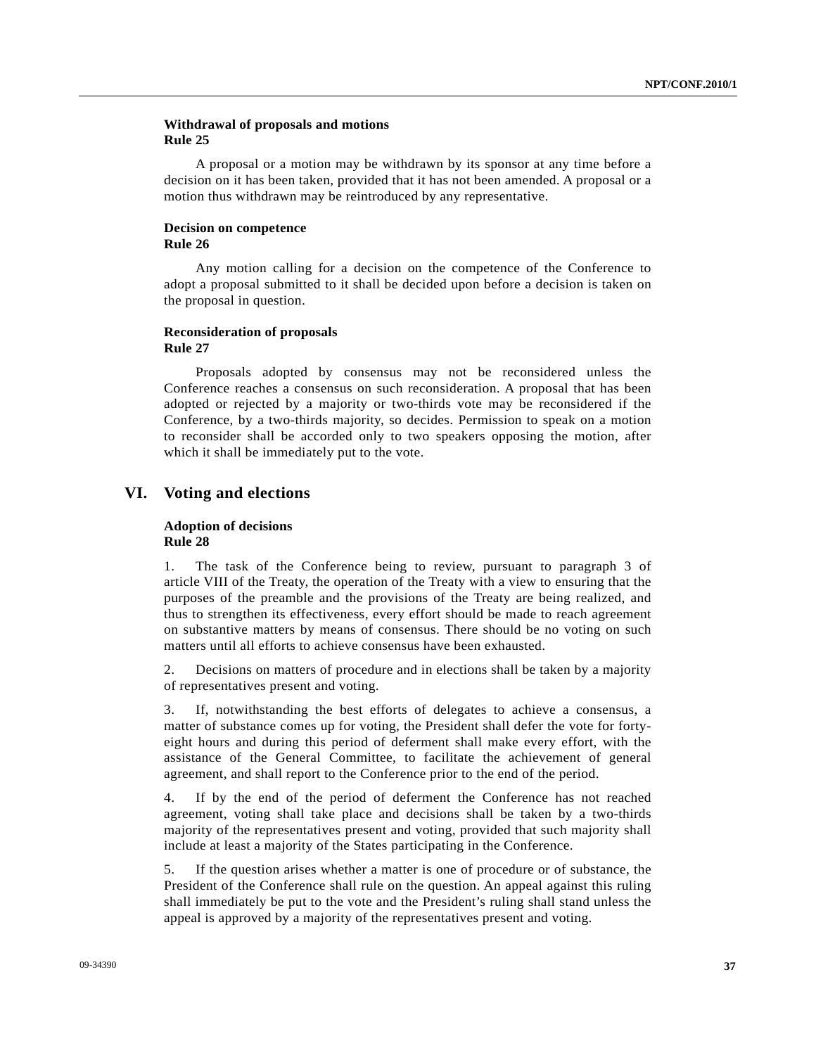**Withdrawal of proposals and motions**
**Rule 25**

A proposal or a motion may be withdrawn by its sponsor at any time before a decision on it has been taken, provided that it has not been amended. A proposal or a motion thus withdrawn may be reintroduced by any representative.

**Decision on competence**
**Rule 26**

Any motion calling for a decision on the competence of the Conference to adopt a proposal submitted to it shall be decided upon before a decision is taken on the proposal in question.

**Reconsideration of proposals**
**Rule 27**

Proposals adopted by consensus may not be reconsidered unless the Conference reaches a consensus on such reconsideration. A proposal that has been adopted or rejected by a majority or two-thirds vote may be reconsidered if the Conference, by a two-thirds majority, so decides. Permission to speak on a motion to reconsider shall be accorded only to two speakers opposing the motion, after which it shall be immediately put to the vote.

## VI. Voting and elections

**Adoption of decisions**
**Rule 28**

1. The task of the Conference being to review, pursuant to paragraph 3 of article VIII of the Treaty, the operation of the Treaty with a view to ensuring that the purposes of the preamble and the provisions of the Treaty are being realized, and thus to strengthen its effectiveness, every effort should be made to reach agreement on substantive matters by means of consensus. There should be no voting on such matters until all efforts to achieve consensus have been exhausted.

2. Decisions on matters of procedure and in elections shall be taken by a majority of representatives present and voting.

3. If, notwithstanding the best efforts of delegates to achieve a consensus, a matter of substance comes up for voting, the President shall defer the vote for forty-eight hours and during this period of deferment shall make every effort, with the assistance of the General Committee, to facilitate the achievement of general agreement, and shall report to the Conference prior to the end of the period.

4. If by the end of the period of deferment the Conference has not reached agreement, voting shall take place and decisions shall be taken by a two-thirds majority of the representatives present and voting, provided that such majority shall include at least a majority of the States participating in the Conference.

5. If the question arises whether a matter is one of procedure or of substance, the President of the Conference shall rule on the question. An appeal against this ruling shall immediately be put to the vote and the President's ruling shall stand unless the appeal is approved by a majority of the representatives present and voting.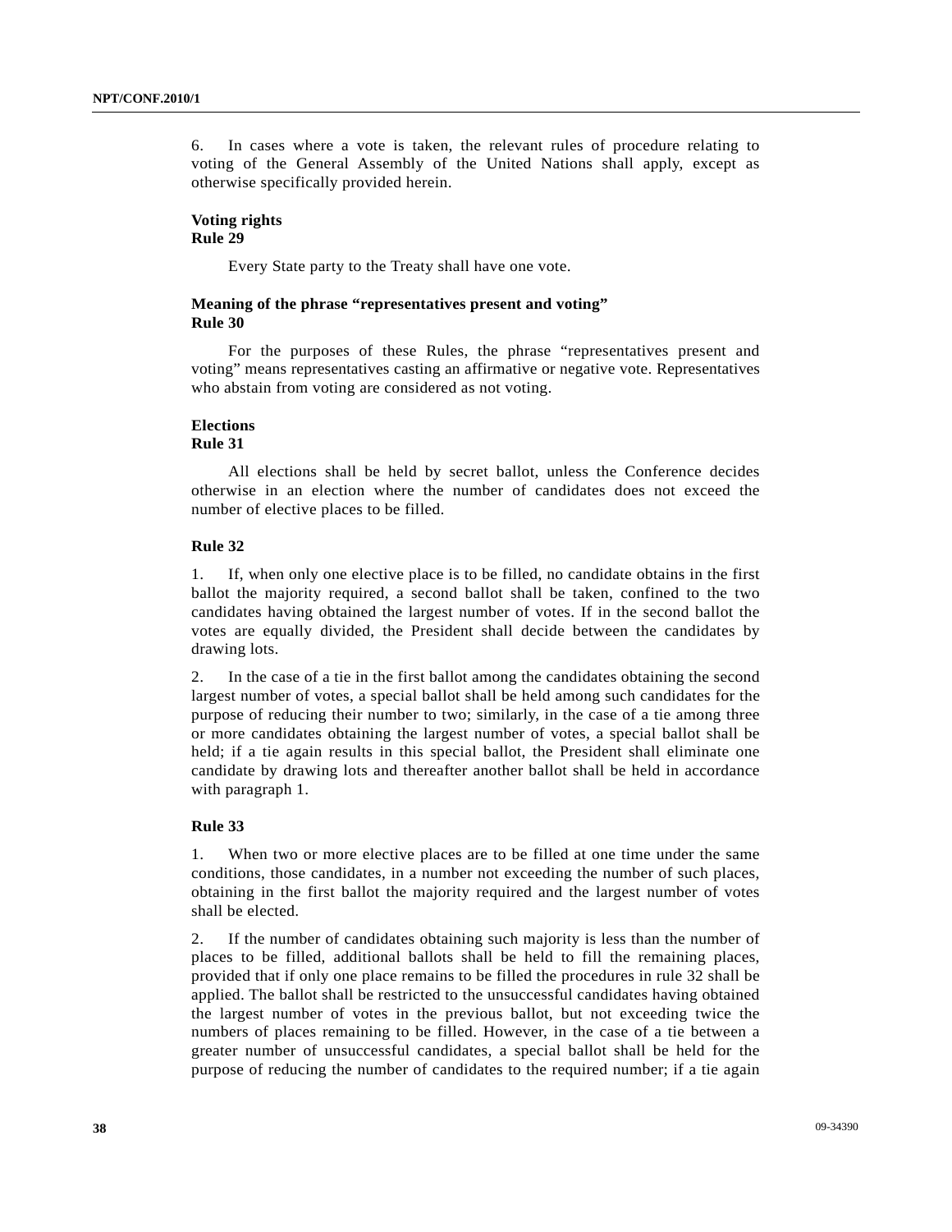6. In cases where a vote is taken, the relevant rules of procedure relating to voting of the General Assembly of the United Nations shall apply, except as otherwise specifically provided herein.

**Voting rights**
**Rule 29**

Every State party to the Treaty shall have one vote.

**Meaning of the phrase "representatives present and voting"**
**Rule 30**

For the purposes of these Rules, the phrase "representatives present and voting" means representatives casting an affirmative or negative vote. Representatives who abstain from voting are considered as not voting.

**Elections**
**Rule 31**

All elections shall be held by secret ballot, unless the Conference decides otherwise in an election where the number of candidates does not exceed the number of elective places to be filled.

**Rule 32**

1. If, when only one elective place is to be filled, no candidate obtains in the first ballot the majority required, a second ballot shall be taken, confined to the two candidates having obtained the largest number of votes. If in the second ballot the votes are equally divided, the President shall decide between the candidates by drawing lots.

2. In the case of a tie in the first ballot among the candidates obtaining the second largest number of votes, a special ballot shall be held among such candidates for the purpose of reducing their number to two; similarly, in the case of a tie among three or more candidates obtaining the largest number of votes, a special ballot shall be held; if a tie again results in this special ballot, the President shall eliminate one candidate by drawing lots and thereafter another ballot shall be held in accordance with paragraph 1.

**Rule 33**

1. When two or more elective places are to be filled at one time under the same conditions, those candidates, in a number not exceeding the number of such places, obtaining in the first ballot the majority required and the largest number of votes shall be elected.

2. If the number of candidates obtaining such majority is less than the number of places to be filled, additional ballots shall be held to fill the remaining places, provided that if only one place remains to be filled the procedures in rule 32 shall be applied. The ballot shall be restricted to the unsuccessful candidates having obtained the largest number of votes in the previous ballot, but not exceeding twice the numbers of places remaining to be filled. However, in the case of a tie between a greater number of unsuccessful candidates, a special ballot shall be held for the purpose of reducing the number of candidates to the required number; if a tie again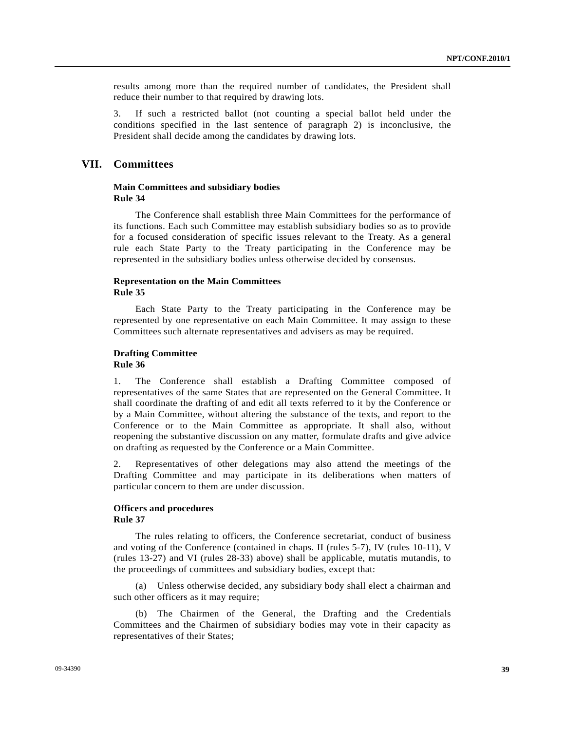results among more than the required number of candidates, the President shall reduce their number to that required by drawing lots.

3. If such a restricted ballot (not counting a special ballot held under the conditions specified in the last sentence of paragraph 2) is inconclusive, the President shall decide among the candidates by drawing lots.

## VII. Committees

### Main Committees and subsidiary bodies
### Rule 34

The Conference shall establish three Main Committees for the performance of its functions. Each such Committee may establish subsidiary bodies so as to provide for a focused consideration of specific issues relevant to the Treaty. As a general rule each State Party to the Treaty participating in the Conference may be represented in the subsidiary bodies unless otherwise decided by consensus.

### Representation on the Main Committees
### Rule 35

Each State Party to the Treaty participating in the Conference may be represented by one representative on each Main Committee. It may assign to these Committees such alternate representatives and advisers as may be required.

### Drafting Committee
### Rule 36

1. The Conference shall establish a Drafting Committee composed of representatives of the same States that are represented on the General Committee. It shall coordinate the drafting of and edit all texts referred to it by the Conference or by a Main Committee, without altering the substance of the texts, and report to the Conference or to the Main Committee as appropriate. It shall also, without reopening the substantive discussion on any matter, formulate drafts and give advice on drafting as requested by the Conference or a Main Committee.

2. Representatives of other delegations may also attend the meetings of the Drafting Committee and may participate in its deliberations when matters of particular concern to them are under discussion.

### Officers and procedures
### Rule 37

The rules relating to officers, the Conference secretariat, conduct of business and voting of the Conference (contained in chaps. II (rules 5-7), IV (rules 10-11), V (rules 13-27) and VI (rules 28-33) above) shall be applicable, mutatis mutandis, to the proceedings of committees and subsidiary bodies, except that:

(a) Unless otherwise decided, any subsidiary body shall elect a chairman and such other officers as it may require;

(b) The Chairmen of the General, the Drafting and the Credentials Committees and the Chairmen of subsidiary bodies may vote in their capacity as representatives of their States;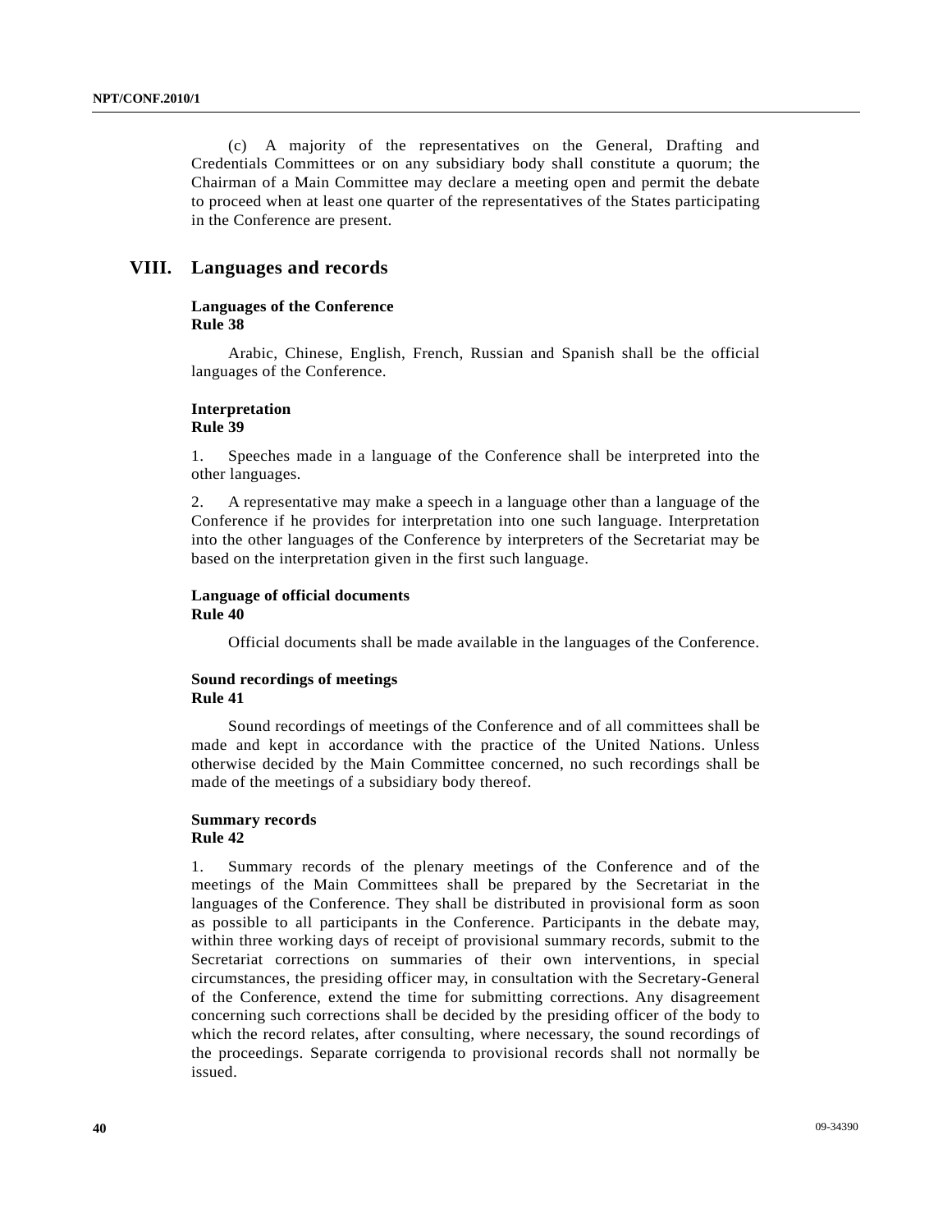(c) A majority of the representatives on the General, Drafting and Credentials Committees or on any subsidiary body shall constitute a quorum; the Chairman of a Main Committee may declare a meeting open and permit the debate to proceed when at least one quarter of the representatives of the States participating in the Conference are present.

## VIII. Languages and records

**Languages of the Conference**
**Rule 38**

Arabic, Chinese, English, French, Russian and Spanish shall be the official languages of the Conference.

**Interpretation**
**Rule 39**

1. Speeches made in a language of the Conference shall be interpreted into the other languages.

2. A representative may make a speech in a language other than a language of the Conference if he provides for interpretation into one such language. Interpretation into the other languages of the Conference by interpreters of the Secretariat may be based on the interpretation given in the first such language.

**Language of official documents**
**Rule 40**

Official documents shall be made available in the languages of the Conference.

**Sound recordings of meetings**
**Rule 41**

Sound recordings of meetings of the Conference and of all committees shall be made and kept in accordance with the practice of the United Nations. Unless otherwise decided by the Main Committee concerned, no such recordings shall be made of the meetings of a subsidiary body thereof.

**Summary records**
**Rule 42**

1. Summary records of the plenary meetings of the Conference and of the meetings of the Main Committees shall be prepared by the Secretariat in the languages of the Conference. They shall be distributed in provisional form as soon as possible to all participants in the Conference. Participants in the debate may, within three working days of receipt of provisional summary records, submit to the Secretariat corrections on summaries of their own interventions, in special circumstances, the presiding officer may, in consultation with the Secretary-General of the Conference, extend the time for submitting corrections. Any disagreement concerning such corrections shall be decided by the presiding officer of the body to which the record relates, after consulting, where necessary, the sound recordings of the proceedings. Separate corrigenda to provisional records shall not normally be issued.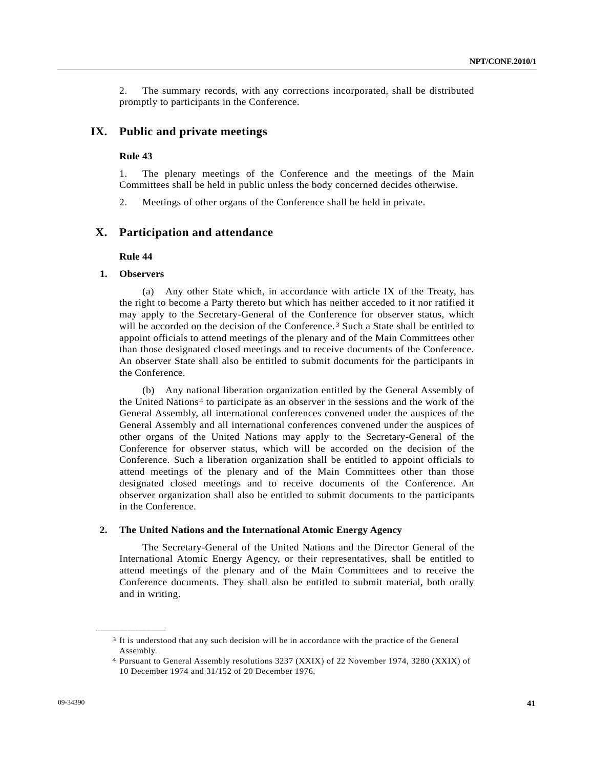2. The summary records, with any corrections incorporated, shall be distributed promptly to participants in the Conference.

## IX. Public and private meetings

### Rule 43

1. The plenary meetings of the Conference and the meetings of the Main Committees shall be held in public unless the body concerned decides otherwise.

2. Meetings of other organs of the Conference shall be held in private.

## X. Participation and attendance

### Rule 44

#### 1. Observers

(a) Any other State which, in accordance with article IX of the Treaty, has the right to become a Party thereto but which has neither acceded to it nor ratified it may apply to the Secretary-General of the Conference for observer status, which will be accorded on the decision of the Conference.[3] Such a State shall be entitled to appoint officials to attend meetings of the plenary and of the Main Committees other than those designated closed meetings and to receive documents of the Conference. An observer State shall also be entitled to submit documents for the participants in the Conference.

(b) Any national liberation organization entitled by the General Assembly of the United Nations[4] to participate as an observer in the sessions and the work of the General Assembly, all international conferences convened under the auspices of the General Assembly and all international conferences convened under the auspices of other organs of the United Nations may apply to the Secretary-General of the Conference for observer status, which will be accorded on the decision of the Conference. Such a liberation organization shall be entitled to appoint officials to attend meetings of the plenary and of the Main Committees other than those designated closed meetings and to receive documents of the Conference. An observer organization shall also be entitled to submit documents to the participants in the Conference.

#### 2. The United Nations and the International Atomic Energy Agency

The Secretary-General of the United Nations and the Director General of the International Atomic Energy Agency, or their representatives, shall be entitled to attend meetings of the plenary and of the Main Committees and to receive the Conference documents. They shall also be entitled to submit material, both orally and in writing.

---

[3] It is understood that any such decision will be in accordance with the practice of the General Assembly.

[4] Pursuant to General Assembly resolutions 3237 (XXIX) of 22 November 1974, 3280 (XXIX) of 10 December 1974 and 31/152 of 20 December 1976.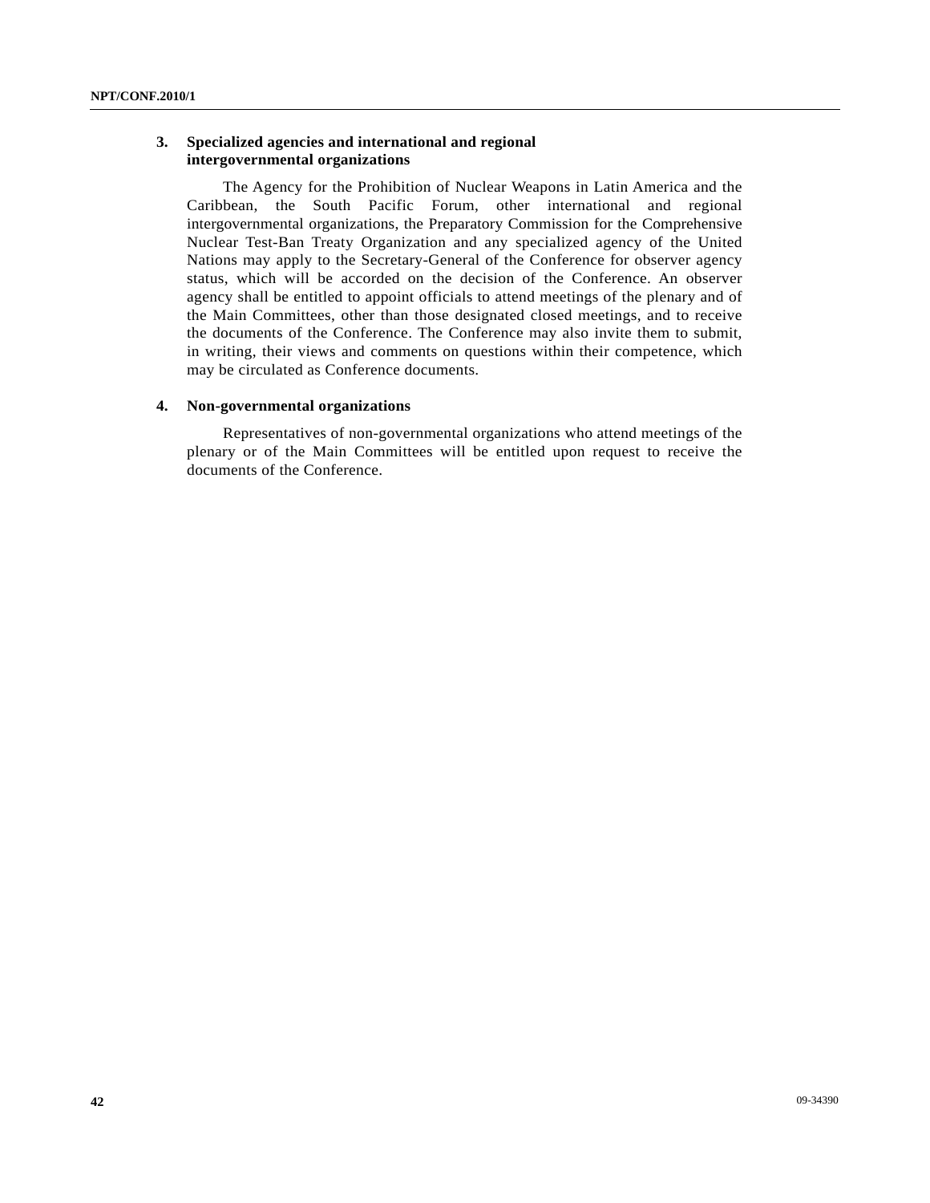### 3. Specialized agencies and international and regional intergovernmental organizations

The Agency for the Prohibition of Nuclear Weapons in Latin America and the Caribbean, the South Pacific Forum, other international and regional intergovernmental organizations, the Preparatory Commission for the Comprehensive Nuclear Test-Ban Treaty Organization and any specialized agency of the United Nations may apply to the Secretary-General of the Conference for observer agency status, which will be accorded on the decision of the Conference. An observer agency shall be entitled to appoint officials to attend meetings of the plenary and of the Main Committees, other than those designated closed meetings, and to receive the documents of the Conference. The Conference may also invite them to submit, in writing, their views and comments on questions within their competence, which may be circulated as Conference documents.

### 4. Non-governmental organizations

Representatives of non-governmental organizations who attend meetings of the plenary or of the Main Committees will be entitled upon request to receive the documents of the Conference.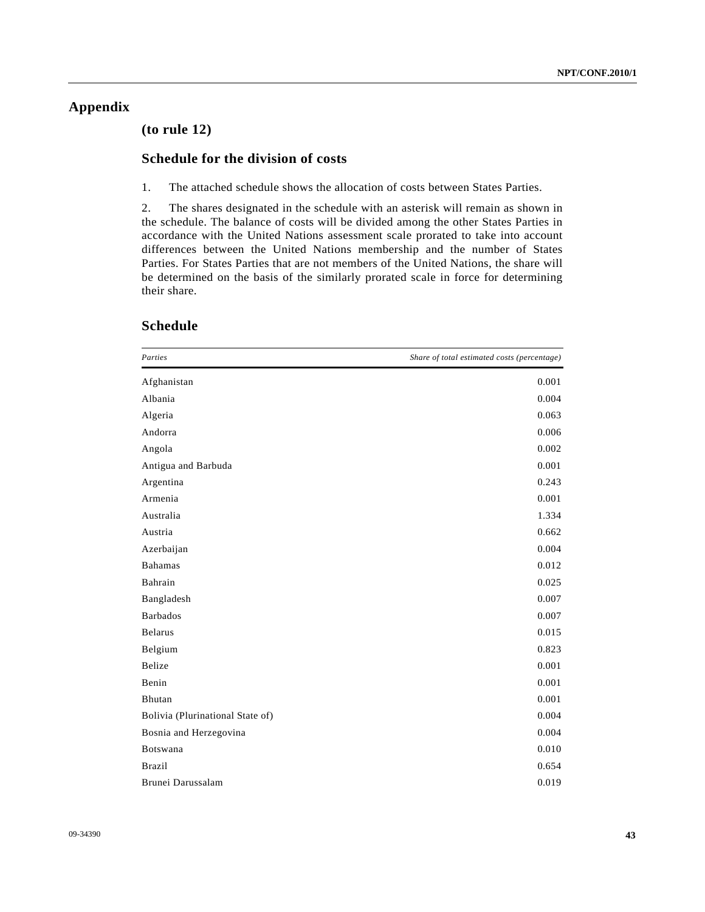## Appendix

### (to rule 12)

### Schedule for the division of costs

1. The attached schedule shows the allocation of costs between States Parties.

2. The shares designated in the schedule with an asterisk will remain as shown in the schedule. The balance of costs will be divided among the other States Parties in accordance with the United Nations assessment scale prorated to take into account differences between the United Nations membership and the number of States Parties. For States Parties that are not members of the United Nations, the share will be determined on the basis of the similarly prorated scale in force for determining their share.

### Schedule

| *Parties* | *Share of total estimated costs (percentage)* |
|---|---|
| Afghanistan | 0.001 |
| Albania | 0.004 |
| Algeria | 0.063 |
| Andorra | 0.006 |
| Angola | 0.002 |
| Antigua and Barbuda | 0.001 |
| Argentina | 0.243 |
| Armenia | 0.001 |
| Australia | 1.334 |
| Austria | 0.662 |
| Azerbaijan | 0.004 |
| Bahamas | 0.012 |
| Bahrain | 0.025 |
| Bangladesh | 0.007 |
| Barbados | 0.007 |
| Belarus | 0.015 |
| Belgium | 0.823 |
| Belize | 0.001 |
| Benin | 0.001 |
| Bhutan | 0.001 |
| Bolivia (Plurinational State of) | 0.004 |
| Bosnia and Herzegovina | 0.004 |
| Botswana | 0.010 |
| Brazil | 0.654 |
| Brunei Darussalam | 0.019 |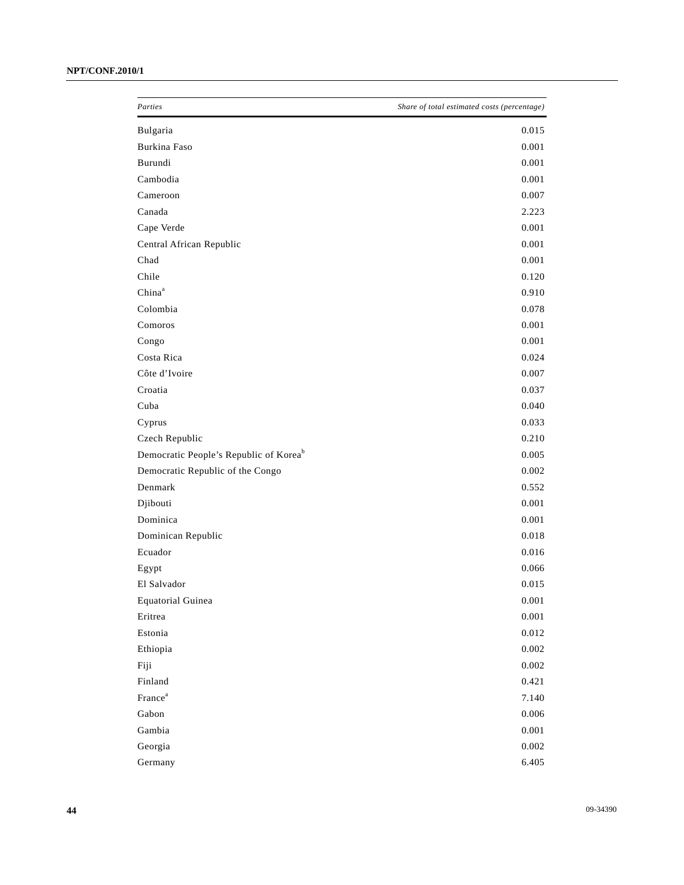| *Parties* | *Share of total estimated costs (percentage)* |
| --- | --- |
| Bulgaria | 0.015 |
| Burkina Faso | 0.001 |
| Burundi | 0.001 |
| Cambodia | 0.001 |
| Cameroon | 0.007 |
| Canada | 2.223 |
| Cape Verde | 0.001 |
| Central African Republic | 0.001 |
| Chad | 0.001 |
| Chile | 0.120 |
| China[a] | 0.910 |
| Colombia | 0.078 |
| Comoros | 0.001 |
| Congo | 0.001 |
| Costa Rica | 0.024 |
| Côte d'Ivoire | 0.007 |
| Croatia | 0.037 |
| Cuba | 0.040 |
| Cyprus | 0.033 |
| Czech Republic | 0.210 |
| Democratic People's Republic of Korea[b] | 0.005 |
| Democratic Republic of the Congo | 0.002 |
| Denmark | 0.552 |
| Djibouti | 0.001 |
| Dominica | 0.001 |
| Dominican Republic | 0.018 |
| Ecuador | 0.016 |
| Egypt | 0.066 |
| El Salvador | 0.015 |
| Equatorial Guinea | 0.001 |
| Eritrea | 0.001 |
| Estonia | 0.012 |
| Ethiopia | 0.002 |
| Fiji | 0.002 |
| Finland | 0.421 |
| France[a] | 7.140 |
| Gabon | 0.006 |
| Gambia | 0.001 |
| Georgia | 0.002 |
| Germany | 6.405 |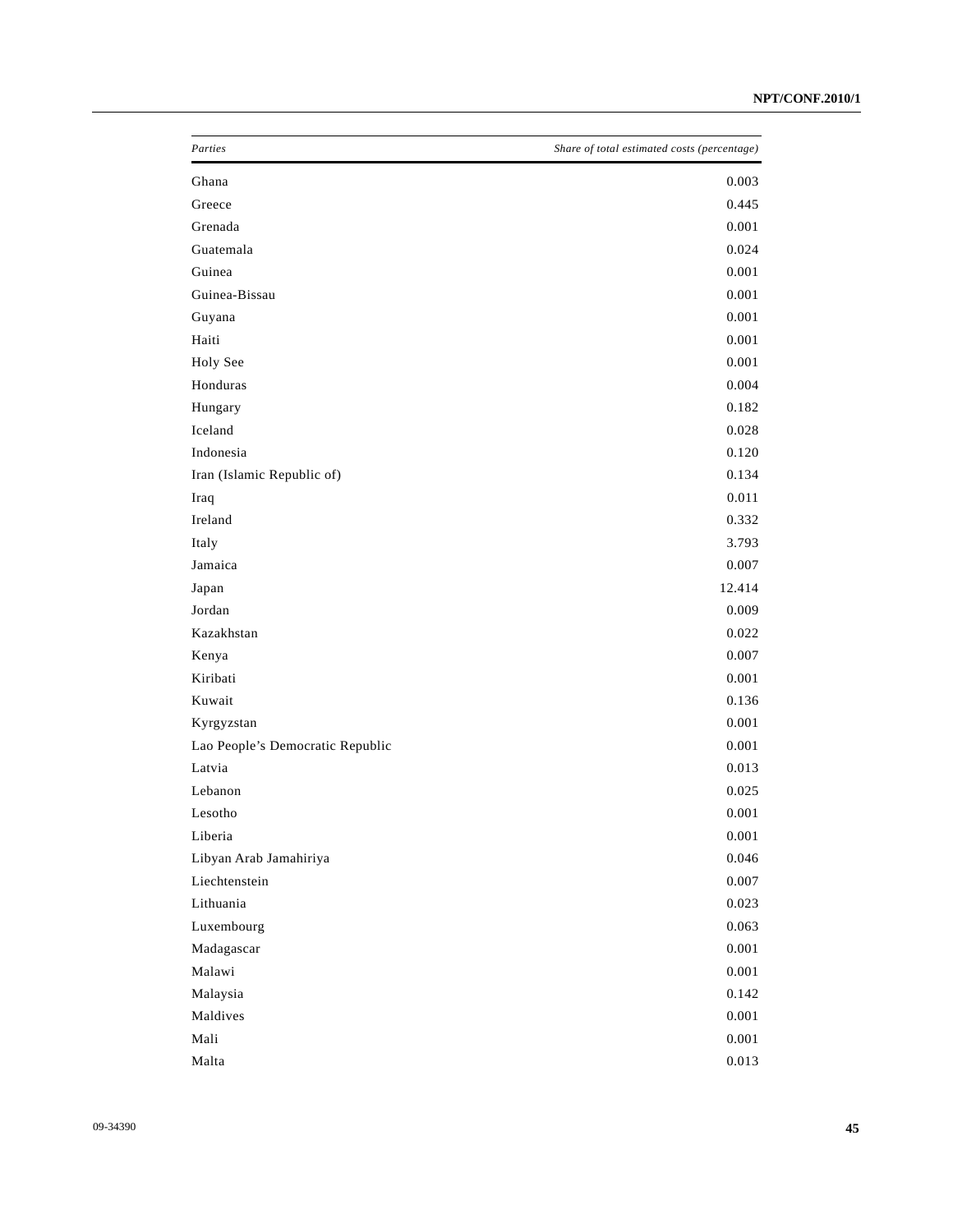| *Parties* | *Share of total estimated costs (percentage)* |
|---|---:|
| Ghana | 0.003 |
| Greece | 0.445 |
| Grenada | 0.001 |
| Guatemala | 0.024 |
| Guinea | 0.001 |
| Guinea-Bissau | 0.001 |
| Guyana | 0.001 |
| Haiti | 0.001 |
| Holy See | 0.001 |
| Honduras | 0.004 |
| Hungary | 0.182 |
| Iceland | 0.028 |
| Indonesia | 0.120 |
| Iran (Islamic Republic of) | 0.134 |
| Iraq | 0.011 |
| Ireland | 0.332 |
| Italy | 3.793 |
| Jamaica | 0.007 |
| Japan | 12.414 |
| Jordan | 0.009 |
| Kazakhstan | 0.022 |
| Kenya | 0.007 |
| Kiribati | 0.001 |
| Kuwait | 0.136 |
| Kyrgyzstan | 0.001 |
| Lao People's Democratic Republic | 0.001 |
| Latvia | 0.013 |
| Lebanon | 0.025 |
| Lesotho | 0.001 |
| Liberia | 0.001 |
| Libyan Arab Jamahiriya | 0.046 |
| Liechtenstein | 0.007 |
| Lithuania | 0.023 |
| Luxembourg | 0.063 |
| Madagascar | 0.001 |
| Malawi | 0.001 |
| Malaysia | 0.142 |
| Maldives | 0.001 |
| Mali | 0.001 |
| Malta | 0.013 |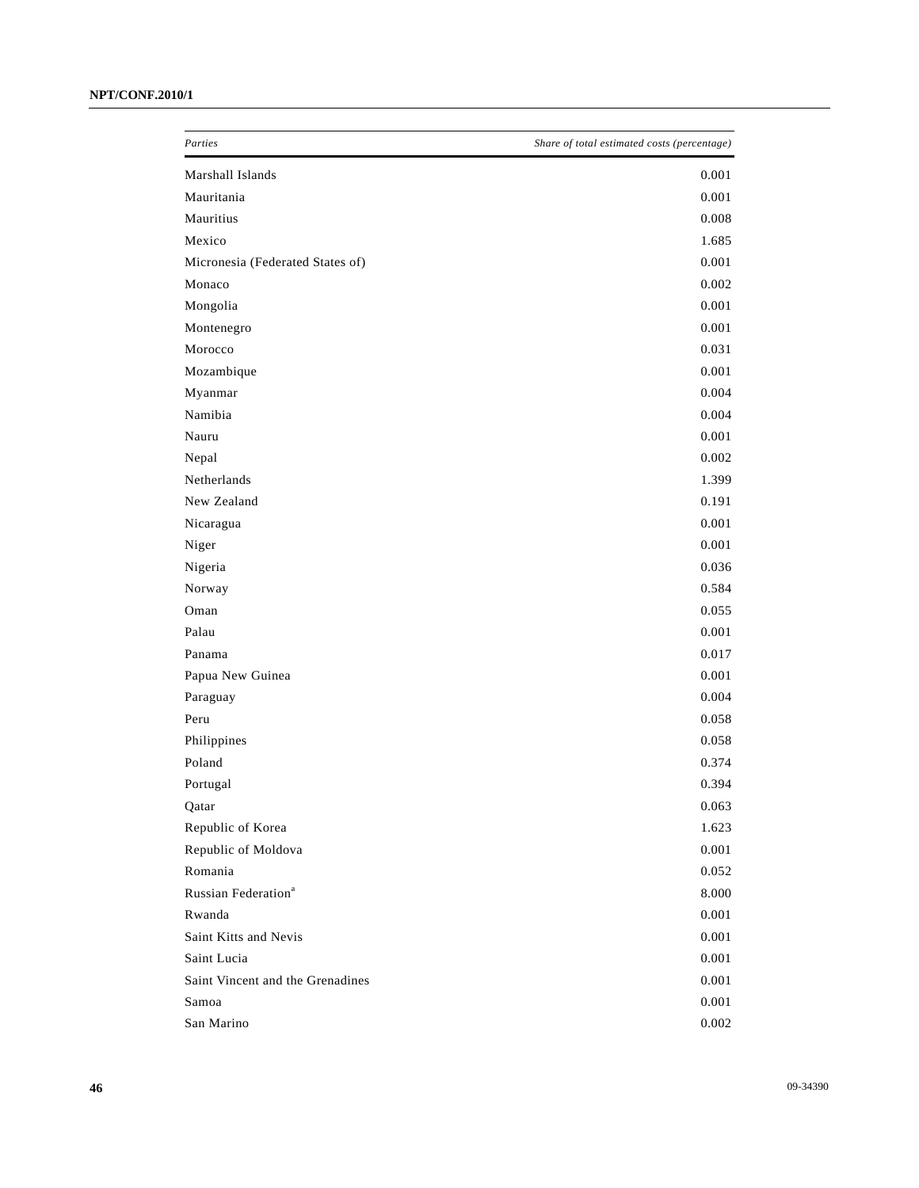| *Parties* | *Share of total estimated costs (percentage)* |
| --- | --- |
| Marshall Islands | 0.001 |
| Mauritania | 0.001 |
| Mauritius | 0.008 |
| Mexico | 1.685 |
| Micronesia (Federated States of) | 0.001 |
| Monaco | 0.002 |
| Mongolia | 0.001 |
| Montenegro | 0.001 |
| Morocco | 0.031 |
| Mozambique | 0.001 |
| Myanmar | 0.004 |
| Namibia | 0.004 |
| Nauru | 0.001 |
| Nepal | 0.002 |
| Netherlands | 1.399 |
| New Zealand | 0.191 |
| Nicaragua | 0.001 |
| Niger | 0.001 |
| Nigeria | 0.036 |
| Norway | 0.584 |
| Oman | 0.055 |
| Palau | 0.001 |
| Panama | 0.017 |
| Papua New Guinea | 0.001 |
| Paraguay | 0.004 |
| Peru | 0.058 |
| Philippines | 0.058 |
| Poland | 0.374 |
| Portugal | 0.394 |
| Qatar | 0.063 |
| Republic of Korea | 1.623 |
| Republic of Moldova | 0.001 |
| Romania | 0.052 |
| Russian Federation[a] | 8.000 |
| Rwanda | 0.001 |
| Saint Kitts and Nevis | 0.001 |
| Saint Lucia | 0.001 |
| Saint Vincent and the Grenadines | 0.001 |
| Samoa | 0.001 |
| San Marino | 0.002 |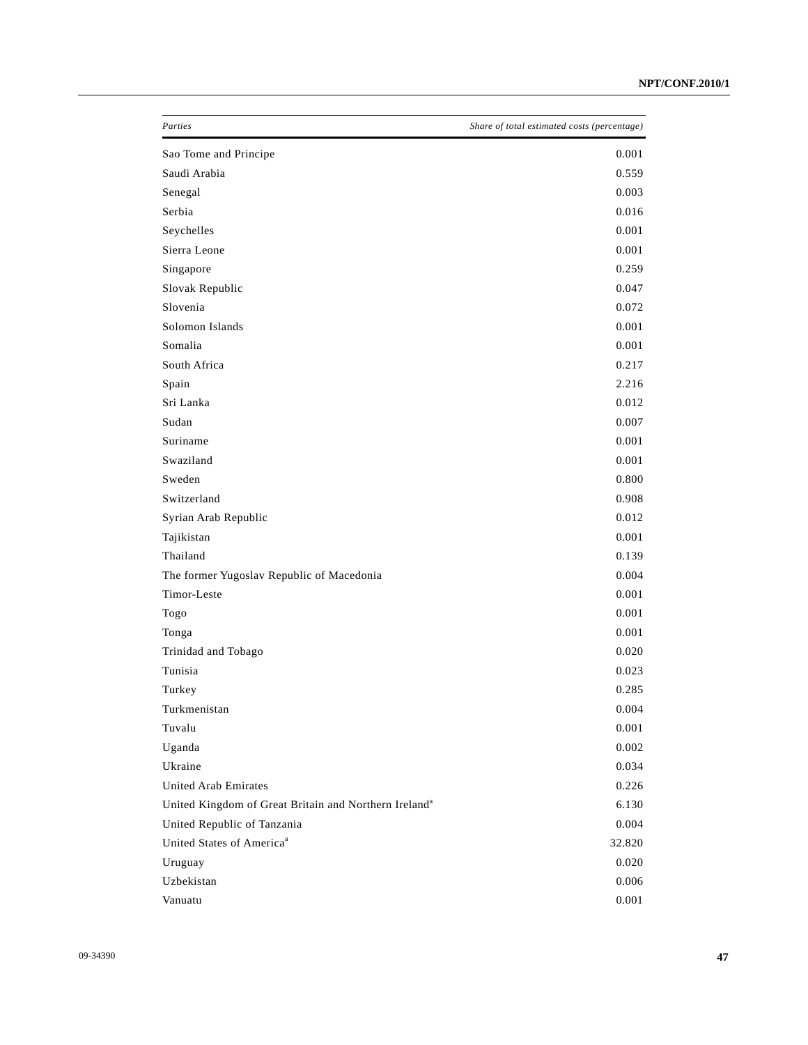| *Parties* | *Share of total estimated costs (percentage)* |
|---|---|
| Sao Tome and Principe | 0.001 |
| Saudi Arabia | 0.559 |
| Senegal | 0.003 |
| Serbia | 0.016 |
| Seychelles | 0.001 |
| Sierra Leone | 0.001 |
| Singapore | 0.259 |
| Slovak Republic | 0.047 |
| Slovenia | 0.072 |
| Solomon Islands | 0.001 |
| Somalia | 0.001 |
| South Africa | 0.217 |
| Spain | 2.216 |
| Sri Lanka | 0.012 |
| Sudan | 0.007 |
| Suriname | 0.001 |
| Swaziland | 0.001 |
| Sweden | 0.800 |
| Switzerland | 0.908 |
| Syrian Arab Republic | 0.012 |
| Tajikistan | 0.001 |
| Thailand | 0.139 |
| The former Yugoslav Republic of Macedonia | 0.004 |
| Timor-Leste | 0.001 |
| Togo | 0.001 |
| Tonga | 0.001 |
| Trinidad and Tobago | 0.020 |
| Tunisia | 0.023 |
| Turkey | 0.285 |
| Turkmenistan | 0.004 |
| Tuvalu | 0.001 |
| Uganda | 0.002 |
| Ukraine | 0.034 |
| United Arab Emirates | 0.226 |
| United Kingdom of Great Britain and Northern Ireland[a] | 6.130 |
| United Republic of Tanzania | 0.004 |
| United States of America[a] | 32.820 |
| Uruguay | 0.020 |
| Uzbekistan | 0.006 |
| Vanuatu | 0.001 |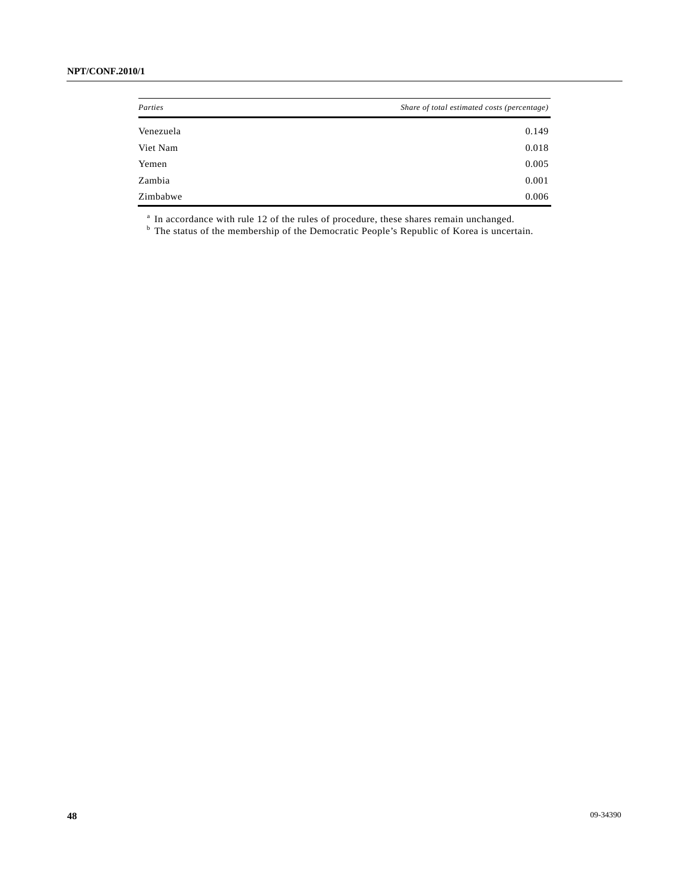| *Parties* | *Share of total estimated costs (percentage)* |
| --- | --- |
| Venezuela | 0.149 |
| Viet Nam | 0.018 |
| Yemen | 0.005 |
| Zambia | 0.001 |
| Zimbabwe | 0.006 |

[a] In accordance with rule 12 of the rules of procedure, these shares remain unchanged.

[b] The status of the membership of the Democratic People's Republic of Korea is uncertain.